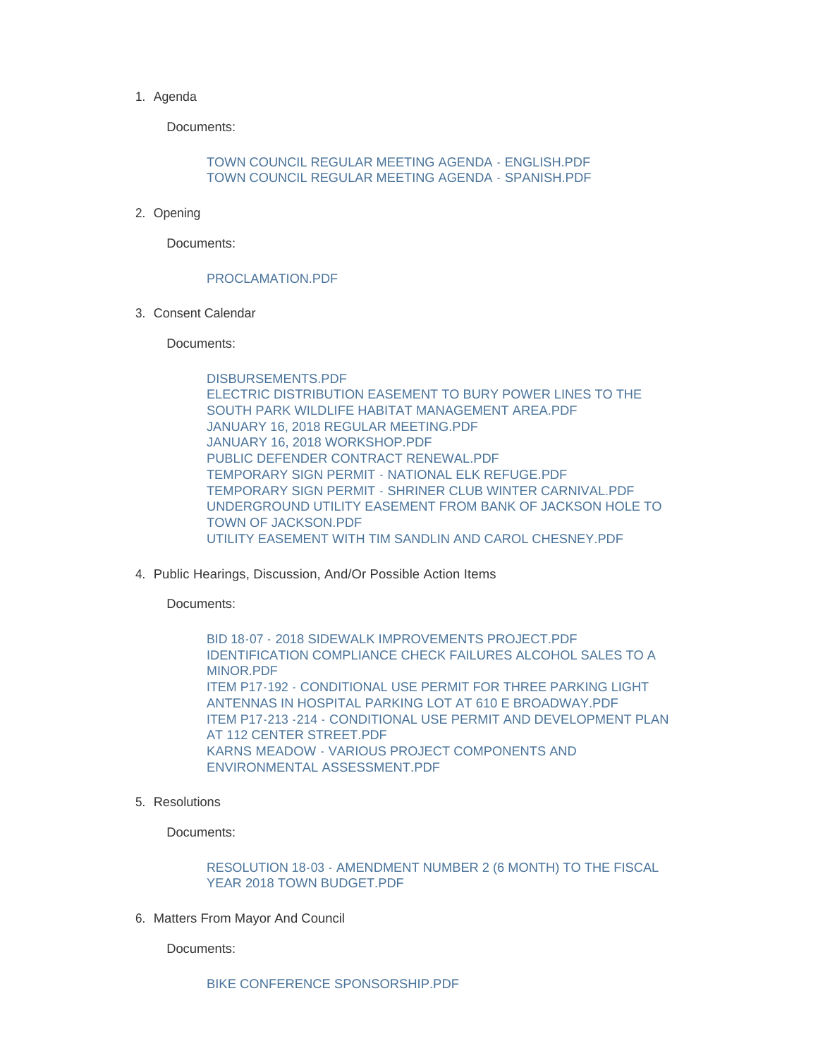1. Agenda

   Documents:

   TOWN COUNCIL REGULAR MEETING AGENDA - ENGLISH.PDF
   TOWN COUNCIL REGULAR MEETING AGENDA - SPANISH.PDF

2. Opening

   Documents:

   PROCLAMATION.PDF

3. Consent Calendar

   Documents:

   DISBURSEMENTS.PDF
   ELECTRIC DISTRIBUTION EASEMENT TO BURY POWER LINES TO THE SOUTH PARK WILDLIFE HABITAT MANAGEMENT AREA.PDF
   JANUARY 16, 2018 REGULAR MEETING.PDF
   JANUARY 16, 2018 WORKSHOP.PDF
   PUBLIC DEFENDER CONTRACT RENEWAL.PDF
   TEMPORARY SIGN PERMIT - NATIONAL ELK REFUGE.PDF
   TEMPORARY SIGN PERMIT - SHRINER CLUB WINTER CARNIVAL.PDF
   UNDERGROUND UTILITY EASEMENT FROM BANK OF JACKSON HOLE TO TOWN OF JACKSON.PDF
   UTILITY EASEMENT WITH TIM SANDLIN AND CAROL CHESNEY.PDF

4. Public Hearings, Discussion, And/Or Possible Action Items

   Documents:

   BID 18-07 - 2018 SIDEWALK IMPROVEMENTS PROJECT.PDF
   IDENTIFICATION COMPLIANCE CHECK FAILURES ALCOHOL SALES TO A MINOR.PDF
   ITEM P17-192 - CONDITIONAL USE PERMIT FOR THREE PARKING LIGHT ANTENNAS IN HOSPITAL PARKING LOT AT 610 E BROADWAY.PDF
   ITEM P17-213 -214 - CONDITIONAL USE PERMIT AND DEVELOPMENT PLAN AT 112 CENTER STREET.PDF
   KARNS MEADOW - VARIOUS PROJECT COMPONENTS AND ENVIRONMENTAL ASSESSMENT.PDF

5. Resolutions

   Documents:

   RESOLUTION 18-03 - AMENDMENT NUMBER 2 (6 MONTH) TO THE FISCAL YEAR 2018 TOWN BUDGET.PDF

6. Matters From Mayor And Council

   Documents:

   BIKE CONFERENCE SPONSORSHIP.PDF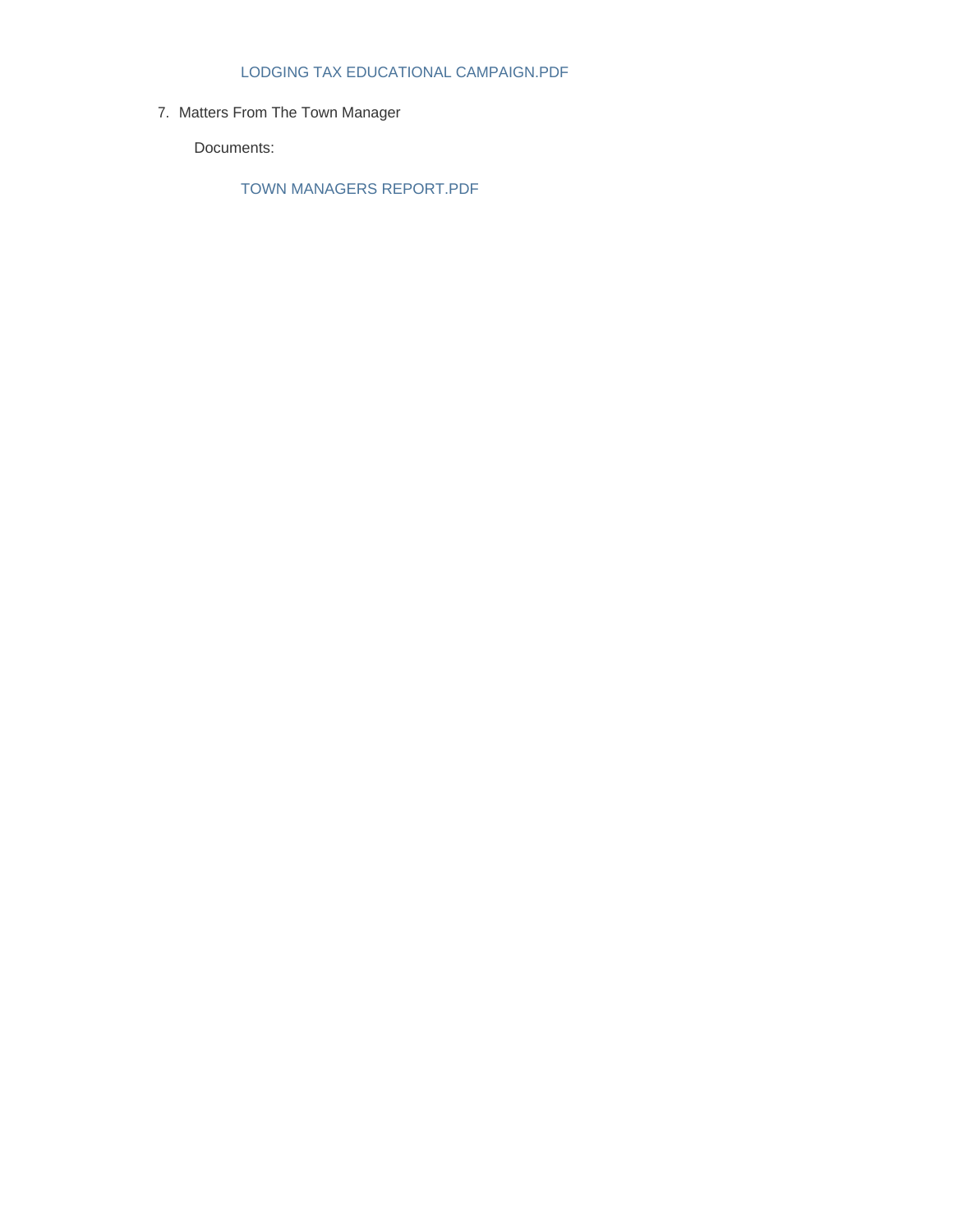LODGING TAX EDUCATIONAL CAMPAIGN.PDF

7. Matters From The Town Manager

   Documents:

   TOWN MANAGERS REPORT.PDF